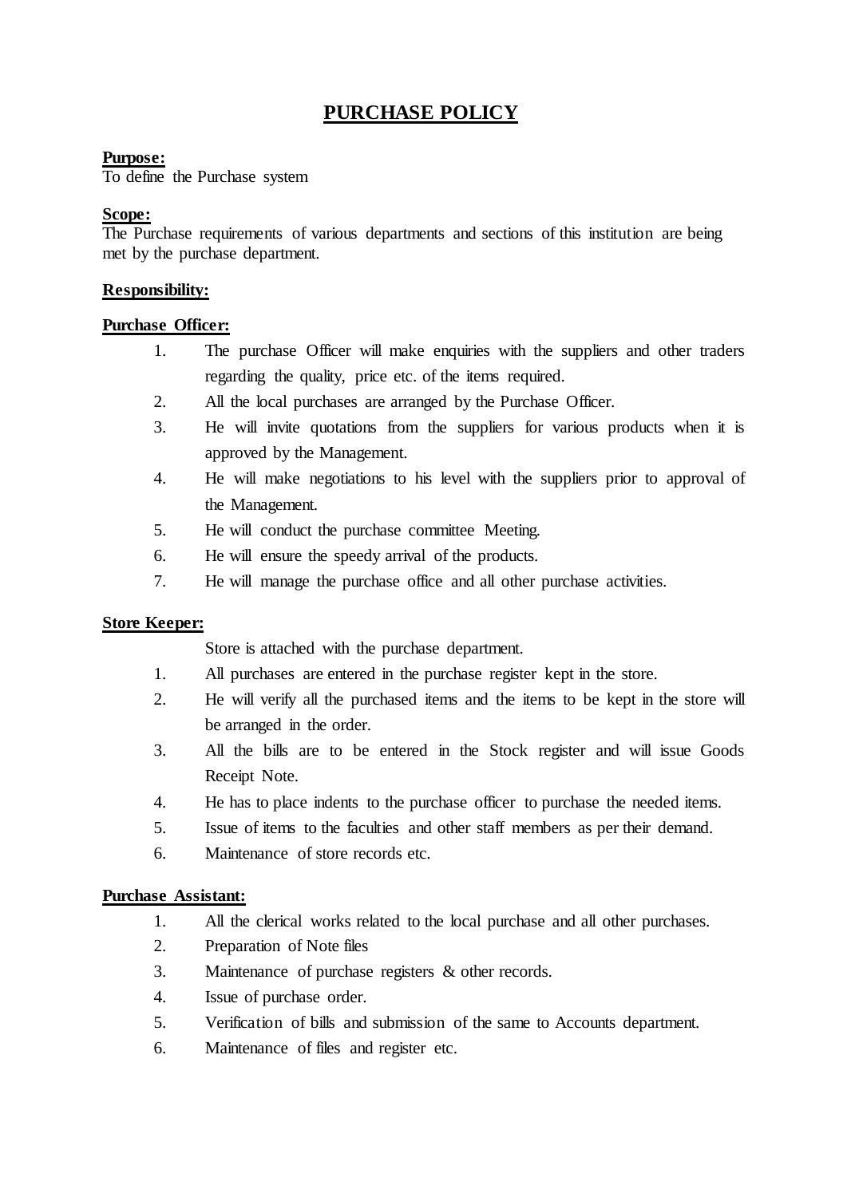# PURCHASE POLICY

**Purpose:**

To define the Purchase system

**Scope:**

The Purchase requirements of various departments and sections of this institution are being met by the purchase department.

**Responsibility:**

**Purchase Officer:**

1. The purchase Officer will make enquiries with the suppliers and other traders regarding the quality, price etc. of the items required.
2. All the local purchases are arranged by the Purchase Officer.
3. He will invite quotations from the suppliers for various products when it is approved by the Management.
4. He will make negotiations to his level with the suppliers prior to approval of the Management.
5. He will conduct the purchase committee Meeting.
6. He will ensure the speedy arrival of the products.
7. He will manage the purchase office and all other purchase activities.

**Store Keeper:**

Store is attached with the purchase department.

1. All purchases are entered in the purchase register kept in the store.
2. He will verify all the purchased items and the items to be kept in the store will be arranged in the order.
3. All the bills are to be entered in the Stock register and will issue Goods Receipt Note.
4. He has to place indents to the purchase officer to purchase the needed items.
5. Issue of items to the faculties and other staff members as per their demand.
6. Maintenance of store records etc.

**Purchase Assistant:**

1. All the clerical works related to the local purchase and all other purchases.
2. Preparation of Note files
3. Maintenance of purchase registers & other records.
4. Issue of purchase order.
5. Verification of bills and submission of the same to Accounts department.
6. Maintenance of files and register etc.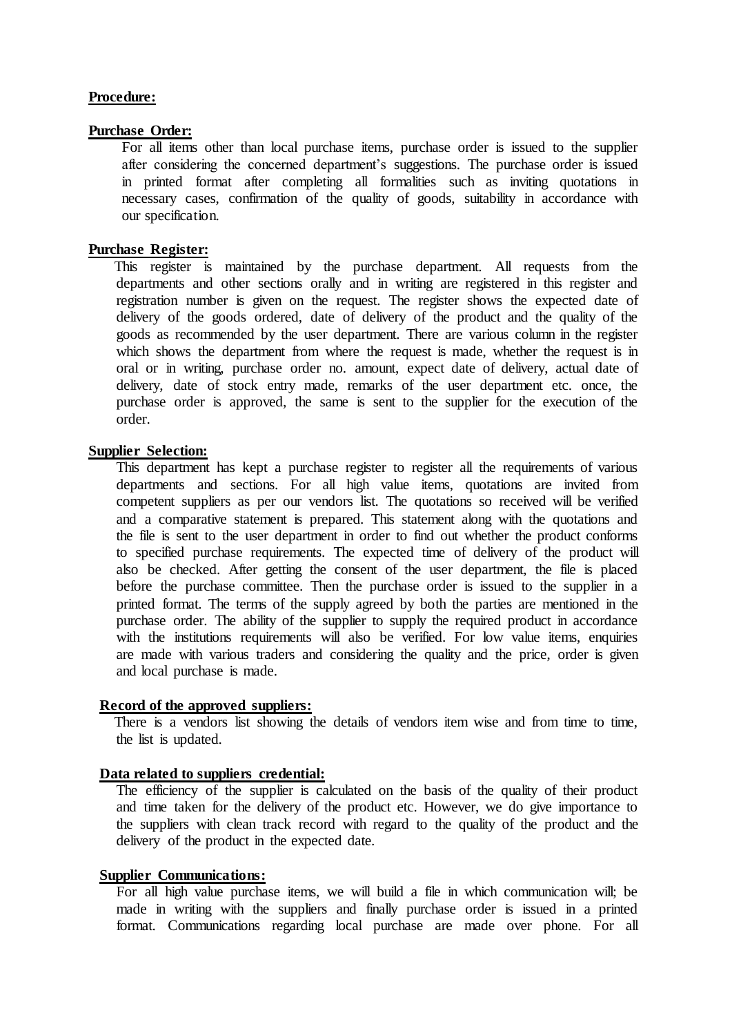**Procedure:**

**Purchase Order:**

For all items other than local purchase items, purchase order is issued to the supplier after considering the concerned department's suggestions. The purchase order is issued in printed format after completing all formalities such as inviting quotations in necessary cases, confirmation of the quality of goods, suitability in accordance with our specification.

**Purchase Register:**

This register is maintained by the purchase department. All requests from the departments and other sections orally and in writing are registered in this register and registration number is given on the request. The register shows the expected date of delivery of the goods ordered, date of delivery of the product and the quality of the goods as recommended by the user department. There are various column in the register which shows the department from where the request is made, whether the request is in oral or in writing, purchase order no. amount, expect date of delivery, actual date of delivery, date of stock entry made, remarks of the user department etc. once, the purchase order is approved, the same is sent to the supplier for the execution of the order.

**Supplier Selection:**

This department has kept a purchase register to register all the requirements of various departments and sections. For all high value items, quotations are invited from competent suppliers as per our vendors list. The quotations so received will be verified and a comparative statement is prepared. This statement along with the quotations and the file is sent to the user department in order to find out whether the product conforms to specified purchase requirements. The expected time of delivery of the product will also be checked. After getting the consent of the user department, the file is placed before the purchase committee. Then the purchase order is issued to the supplier in a printed format. The terms of the supply agreed by both the parties are mentioned in the purchase order. The ability of the supplier to supply the required product in accordance with the institutions requirements will also be verified. For low value items, enquiries are made with various traders and considering the quality and the price, order is given and local purchase is made.

**Record of the approved suppliers:**

There is a vendors list showing the details of vendors item wise and from time to time, the list is updated.

**Data related to suppliers credential:**

The efficiency of the supplier is calculated on the basis of the quality of their product and time taken for the delivery of the product etc. However, we do give importance to the suppliers with clean track record with regard to the quality of the product and the delivery of the product in the expected date.

**Supplier Communications:**

For all high value purchase items, we will build a file in which communication will; be made in writing with the suppliers and finally purchase order is issued in a printed format. Communications regarding local purchase are made over phone. For all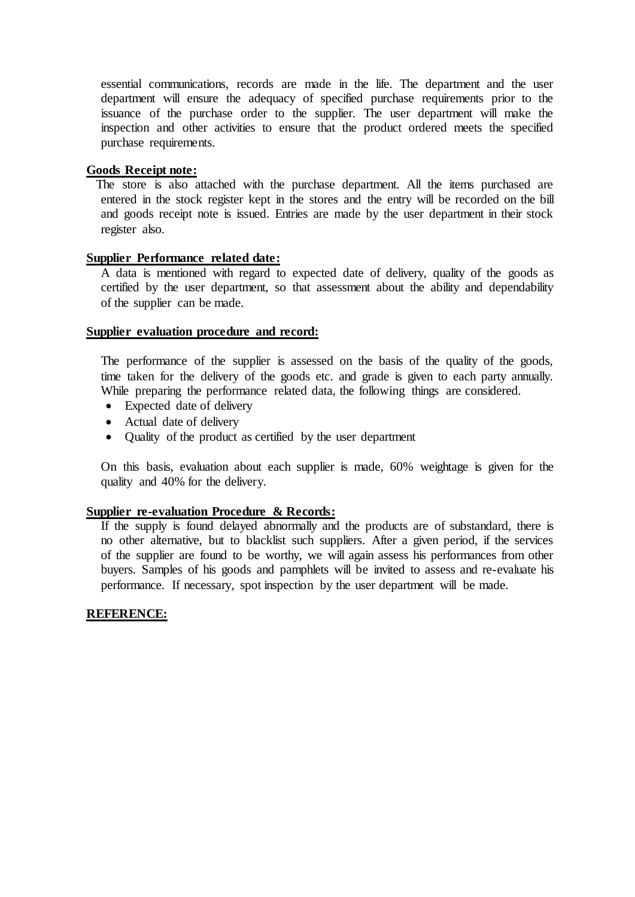essential communications, records are made in the life. The department and the user department will ensure the adequacy of specified purchase requirements prior to the issuance of the purchase order to the supplier. The user department will make the inspection and other activities to ensure that the product ordered meets the specified purchase requirements.

**Goods Receipt note:**

The store is also attached with the purchase department. All the items purchased are entered in the stock register kept in the stores and the entry will be recorded on the bill and goods receipt note is issued. Entries are made by the user department in their stock register also.

**Supplier Performance related date:**

A data is mentioned with regard to expected date of delivery, quality of the goods as certified by the user department, so that assessment about the ability and dependability of the supplier can be made.

**Supplier evaluation procedure and record:**

The performance of the supplier is assessed on the basis of the quality of the goods, time taken for the delivery of the goods etc. and grade is given to each party annually. While preparing the performance related data, the following things are considered.

- Expected date of delivery
- Actual date of delivery
- Quality of the product as certified by the user department

On this basis, evaluation about each supplier is made, 60% weightage is given for the quality and 40% for the delivery.

**Supplier re-evaluation Procedure & Records:**

If the supply is found delayed abnormally and the products are of substandard, there is no other alternative, but to blacklist such suppliers. After a given period, if the services of the supplier are found to be worthy, we will again assess his performances from other buyers. Samples of his goods and pamphlets will be invited to assess and re-evaluate his performance. If necessary, spot inspection by the user department will be made.

**REFERENCE:**